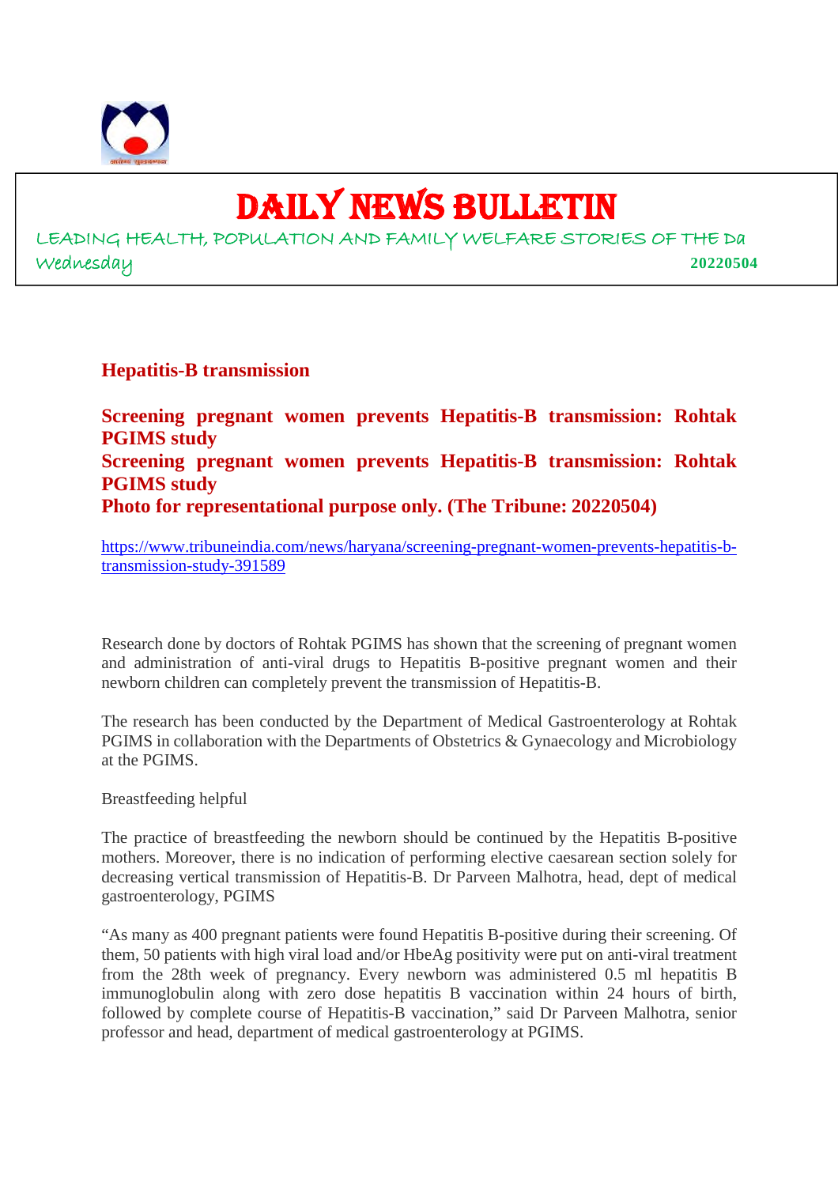# DAILY NEWS BULLETIN

LEADING HEALTH, POPULATION AND FAMILY WELFARE STORIES OF THE Da

Wednesday **20220504**

## Hepatitis-B transmission

**Screening pregnant women prevents Hepatitis-B transmission: Rohtak PGIMS study**

**Screening pregnant women prevents Hepatitis-B transmission: Rohtak PGIMS study**

**Photo for representational purpose only. (The Tribune: 20220504)**

https://www.tribuneindia.com/news/haryana/screening-pregnant-women-prevents-hepatitis-b-transmission-study-391589

Research done by doctors of Rohtak PGIMS has shown that the screening of pregnant women and administration of anti-viral drugs to Hepatitis B-positive pregnant women and their newborn children can completely prevent the transmission of Hepatitis-B.

The research has been conducted by the Department of Medical Gastroenterology at Rohtak PGIMS in collaboration with the Departments of Obstetrics & Gynaecology and Microbiology at the PGIMS.

Breastfeeding helpful

The practice of breastfeeding the newborn should be continued by the Hepatitis B-positive mothers. Moreover, there is no indication of performing elective caesarean section solely for decreasing vertical transmission of Hepatitis-B. Dr Parveen Malhotra, head, dept of medical gastroenterology, PGIMS

"As many as 400 pregnant patients were found Hepatitis B-positive during their screening. Of them, 50 patients with high viral load and/or HbeAg positivity were put on anti-viral treatment from the 28th week of pregnancy. Every newborn was administered 0.5 ml hepatitis B immunoglobulin along with zero dose hepatitis B vaccination within 24 hours of birth, followed by complete course of Hepatitis-B vaccination," said Dr Parveen Malhotra, senior professor and head, department of medical gastroenterology at PGIMS.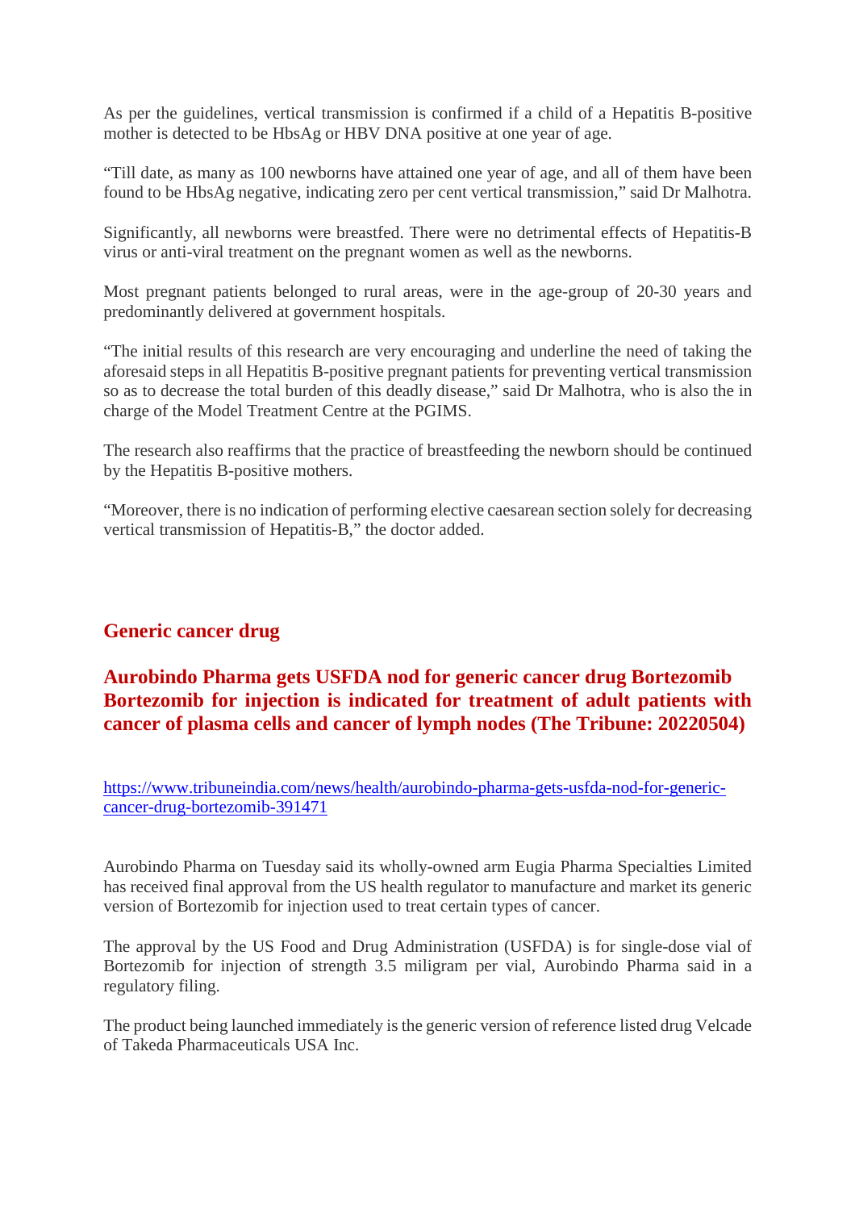As per the guidelines, vertical transmission is confirmed if a child of a Hepatitis B-positive mother is detected to be HbsAg or HBV DNA positive at one year of age.

"Till date, as many as 100 newborns have attained one year of age, and all of them have been found to be HbsAg negative, indicating zero per cent vertical transmission," said Dr Malhotra.

Significantly, all newborns were breastfed. There were no detrimental effects of Hepatitis-B virus or anti-viral treatment on the pregnant women as well as the newborns.

Most pregnant patients belonged to rural areas, were in the age-group of 20-30 years and predominantly delivered at government hospitals.

"The initial results of this research are very encouraging and underline the need of taking the aforesaid steps in all Hepatitis B-positive pregnant patients for preventing vertical transmission so as to decrease the total burden of this deadly disease," said Dr Malhotra, who is also the in charge of the Model Treatment Centre at the PGIMS.

The research also reaffirms that the practice of breastfeeding the newborn should be continued by the Hepatitis B-positive mothers.

"Moreover, there is no indication of performing elective caesarean section solely for decreasing vertical transmission of Hepatitis-B," the doctor added.

## Generic cancer drug

## Aurobindo Pharma gets USFDA nod for generic cancer drug Bortezomib Bortezomib for injection is indicated for treatment of adult patients with cancer of plasma cells and cancer of lymph nodes (The Tribune: 20220504)

https://www.tribuneindia.com/news/health/aurobindo-pharma-gets-usfda-nod-for-generic-cancer-drug-bortezomib-391471

Aurobindo Pharma on Tuesday said its wholly-owned arm Eugia Pharma Specialties Limited has received final approval from the US health regulator to manufacture and market its generic version of Bortezomib for injection used to treat certain types of cancer.

The approval by the US Food and Drug Administration (USFDA) is for single-dose vial of Bortezomib for injection of strength 3.5 miligram per vial, Aurobindo Pharma said in a regulatory filing.

The product being launched immediately is the generic version of reference listed drug Velcade of Takeda Pharmaceuticals USA Inc.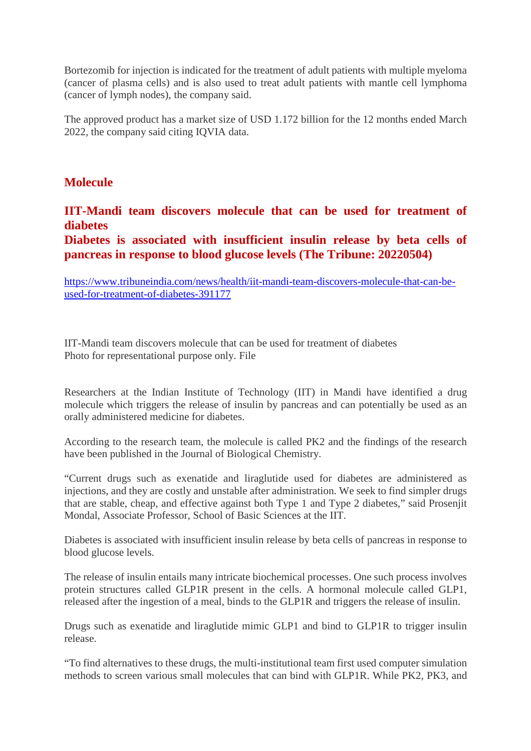Bortezomib for injection is indicated for the treatment of adult patients with multiple myeloma (cancer of plasma cells) and is also used to treat adult patients with mantle cell lymphoma (cancer of lymph nodes), the company said.

The approved product has a market size of USD 1.172 billion for the 12 months ended March 2022, the company said citing IQVIA data.

## Molecule

### IIT-Mandi team discovers molecule that can be used for treatment of diabetes
### Diabetes is associated with insufficient insulin release by beta cells of pancreas in response to blood glucose levels (The Tribune: 20220504)

https://www.tribuneindia.com/news/health/iit-mandi-team-discovers-molecule-that-can-be-used-for-treatment-of-diabetes-391177

IIT-Mandi team discovers molecule that can be used for treatment of diabetes
Photo for representational purpose only. File

Researchers at the Indian Institute of Technology (IIT) in Mandi have identified a drug molecule which triggers the release of insulin by pancreas and can potentially be used as an orally administered medicine for diabetes.

According to the research team, the molecule is called PK2 and the findings of the research have been published in the Journal of Biological Chemistry.

"Current drugs such as exenatide and liraglutide used for diabetes are administered as injections, and they are costly and unstable after administration. We seek to find simpler drugs that are stable, cheap, and effective against both Type 1 and Type 2 diabetes," said Prosenjit Mondal, Associate Professor, School of Basic Sciences at the IIT.

Diabetes is associated with insufficient insulin release by beta cells of pancreas in response to blood glucose levels.

The release of insulin entails many intricate biochemical processes. One such process involves protein structures called GLP1R present in the cells. A hormonal molecule called GLP1, released after the ingestion of a meal, binds to the GLP1R and triggers the release of insulin.

Drugs such as exenatide and liraglutide mimic GLP1 and bind to GLP1R to trigger insulin release.

"To find alternatives to these drugs, the multi-institutional team first used computer simulation methods to screen various small molecules that can bind with GLP1R. While PK2, PK3, and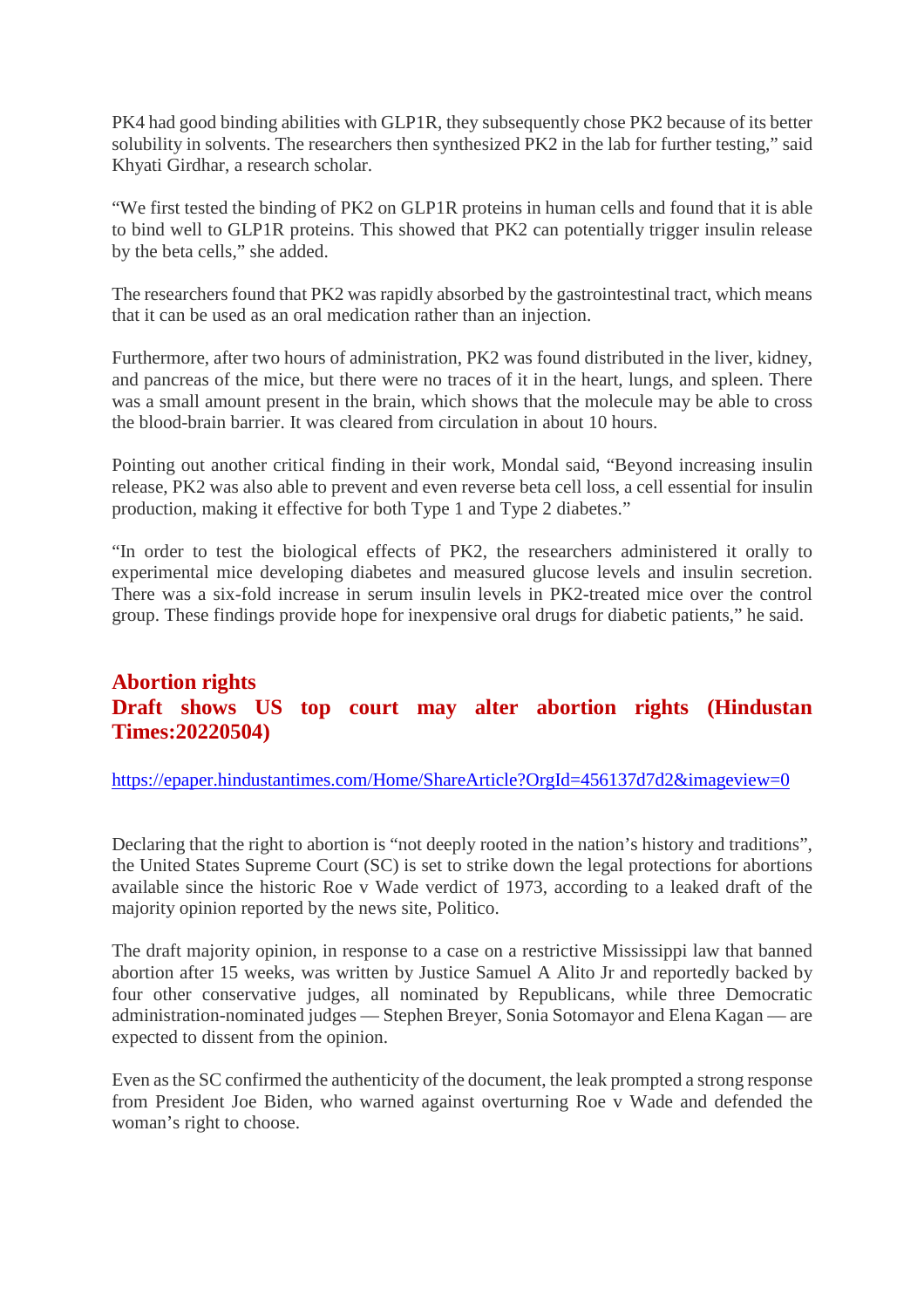PK4 had good binding abilities with GLP1R, they subsequently chose PK2 because of its better solubility in solvents. The researchers then synthesized PK2 in the lab for further testing," said Khyati Girdhar, a research scholar.

"We first tested the binding of PK2 on GLP1R proteins in human cells and found that it is able to bind well to GLP1R proteins. This showed that PK2 can potentially trigger insulin release by the beta cells," she added.

The researchers found that PK2 was rapidly absorbed by the gastrointestinal tract, which means that it can be used as an oral medication rather than an injection.

Furthermore, after two hours of administration, PK2 was found distributed in the liver, kidney, and pancreas of the mice, but there were no traces of it in the heart, lungs, and spleen. There was a small amount present in the brain, which shows that the molecule may be able to cross the blood-brain barrier. It was cleared from circulation in about 10 hours.

Pointing out another critical finding in their work, Mondal said, "Beyond increasing insulin release, PK2 was also able to prevent and even reverse beta cell loss, a cell essential for insulin production, making it effective for both Type 1 and Type 2 diabetes."

"In order to test the biological effects of PK2, the researchers administered it orally to experimental mice developing diabetes and measured glucose levels and insulin secretion. There was a six-fold increase in serum insulin levels in PK2-treated mice over the control group. These findings provide hope for inexpensive oral drugs for diabetic patients," he said.

## Abortion rights

## Draft shows US top court may alter abortion rights (Hindustan Times:20220504)

https://epaper.hindustantimes.com/Home/ShareArticle?OrgId=456137d7d2&imageview=0

Declaring that the right to abortion is "not deeply rooted in the nation's history and traditions", the United States Supreme Court (SC) is set to strike down the legal protections for abortions available since the historic Roe v Wade verdict of 1973, according to a leaked draft of the majority opinion reported by the news site, Politico.

The draft majority opinion, in response to a case on a restrictive Mississippi law that banned abortion after 15 weeks, was written by Justice Samuel A Alito Jr and reportedly backed by four other conservative judges, all nominated by Republicans, while three Democratic administration-nominated judges — Stephen Breyer, Sonia Sotomayor and Elena Kagan — are expected to dissent from the opinion.

Even as the SC confirmed the authenticity of the document, the leak prompted a strong response from President Joe Biden, who warned against overturning Roe v Wade and defended the woman's right to choose.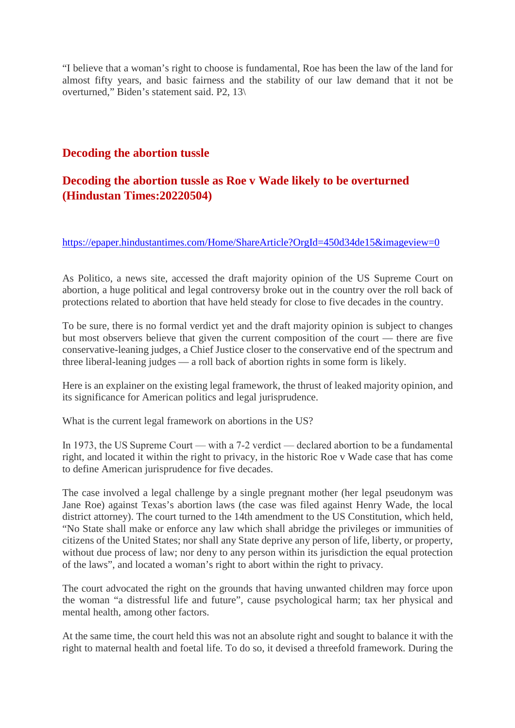"I believe that a woman's right to choose is fundamental, Roe has been the law of the land for almost fifty years, and basic fairness and the stability of our law demand that it not be overturned," Biden's statement said. P2, 13\

## Decoding the abortion tussle

## Decoding the abortion tussle as Roe v Wade likely to be overturned (Hindustan Times:20220504)

https://epaper.hindustantimes.com/Home/ShareArticle?OrgId=450d34de15&imageview=0

As Politico, a news site, accessed the draft majority opinion of the US Supreme Court on abortion, a huge political and legal controversy broke out in the country over the roll back of protections related to abortion that have held steady for close to five decades in the country.

To be sure, there is no formal verdict yet and the draft majority opinion is subject to changes but most observers believe that given the current composition of the court — there are five conservative-leaning judges, a Chief Justice closer to the conservative end of the spectrum and three liberal-leaning judges — a roll back of abortion rights in some form is likely.

Here is an explainer on the existing legal framework, the thrust of leaked majority opinion, and its significance for American politics and legal jurisprudence.

What is the current legal framework on abortions in the US?

In 1973, the US Supreme Court — with a 7-2 verdict — declared abortion to be a fundamental right, and located it within the right to privacy, in the historic Roe v Wade case that has come to define American jurisprudence for five decades.

The case involved a legal challenge by a single pregnant mother (her legal pseudonym was Jane Roe) against Texas's abortion laws (the case was filed against Henry Wade, the local district attorney). The court turned to the 14th amendment to the US Constitution, which held, "No State shall make or enforce any law which shall abridge the privileges or immunities of citizens of the United States; nor shall any State deprive any person of life, liberty, or property, without due process of law; nor deny to any person within its jurisdiction the equal protection of the laws", and located a woman's right to abort within the right to privacy.

The court advocated the right on the grounds that having unwanted children may force upon the woman "a distressful life and future", cause psychological harm; tax her physical and mental health, among other factors.

At the same time, the court held this was not an absolute right and sought to balance it with the right to maternal health and foetal life. To do so, it devised a threefold framework. During the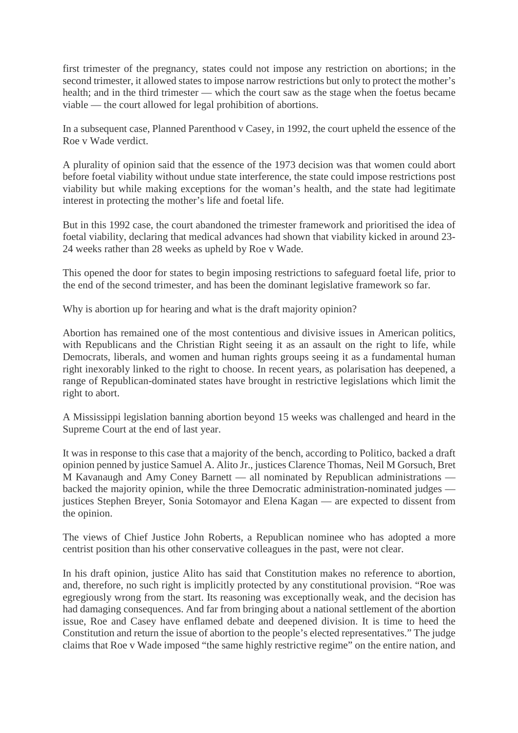first trimester of the pregnancy, states could not impose any restriction on abortions; in the second trimester, it allowed states to impose narrow restrictions but only to protect the mother's health; and in the third trimester — which the court saw as the stage when the foetus became viable — the court allowed for legal prohibition of abortions.

In a subsequent case, Planned Parenthood v Casey, in 1992, the court upheld the essence of the Roe v Wade verdict.

A plurality of opinion said that the essence of the 1973 decision was that women could abort before foetal viability without undue state interference, the state could impose restrictions post viability but while making exceptions for the woman's health, and the state had legitimate interest in protecting the mother's life and foetal life.

But in this 1992 case, the court abandoned the trimester framework and prioritised the idea of foetal viability, declaring that medical advances had shown that viability kicked in around 23-24 weeks rather than 28 weeks as upheld by Roe v Wade.

This opened the door for states to begin imposing restrictions to safeguard foetal life, prior to the end of the second trimester, and has been the dominant legislative framework so far.

Why is abortion up for hearing and what is the draft majority opinion?

Abortion has remained one of the most contentious and divisive issues in American politics, with Republicans and the Christian Right seeing it as an assault on the right to life, while Democrats, liberals, and women and human rights groups seeing it as a fundamental human right inexorably linked to the right to choose. In recent years, as polarisation has deepened, a range of Republican-dominated states have brought in restrictive legislations which limit the right to abort.

A Mississippi legislation banning abortion beyond 15 weeks was challenged and heard in the Supreme Court at the end of last year.

It was in response to this case that a majority of the bench, according to Politico, backed a draft opinion penned by justice Samuel A. Alito Jr., justices Clarence Thomas, Neil M Gorsuch, Bret M Kavanaugh and Amy Coney Barnett — all nominated by Republican administrations — backed the majority opinion, while the three Democratic administration-nominated judges — justices Stephen Breyer, Sonia Sotomayor and Elena Kagan — are expected to dissent from the opinion.

The views of Chief Justice John Roberts, a Republican nominee who has adopted a more centrist position than his other conservative colleagues in the past, were not clear.

In his draft opinion, justice Alito has said that Constitution makes no reference to abortion, and, therefore, no such right is implicitly protected by any constitutional provision. "Roe was egregiously wrong from the start. Its reasoning was exceptionally weak, and the decision has had damaging consequences. And far from bringing about a national settlement of the abortion issue, Roe and Casey have enflamed debate and deepened division. It is time to heed the Constitution and return the issue of abortion to the people's elected representatives." The judge claims that Roe v Wade imposed "the same highly restrictive regime" on the entire nation, and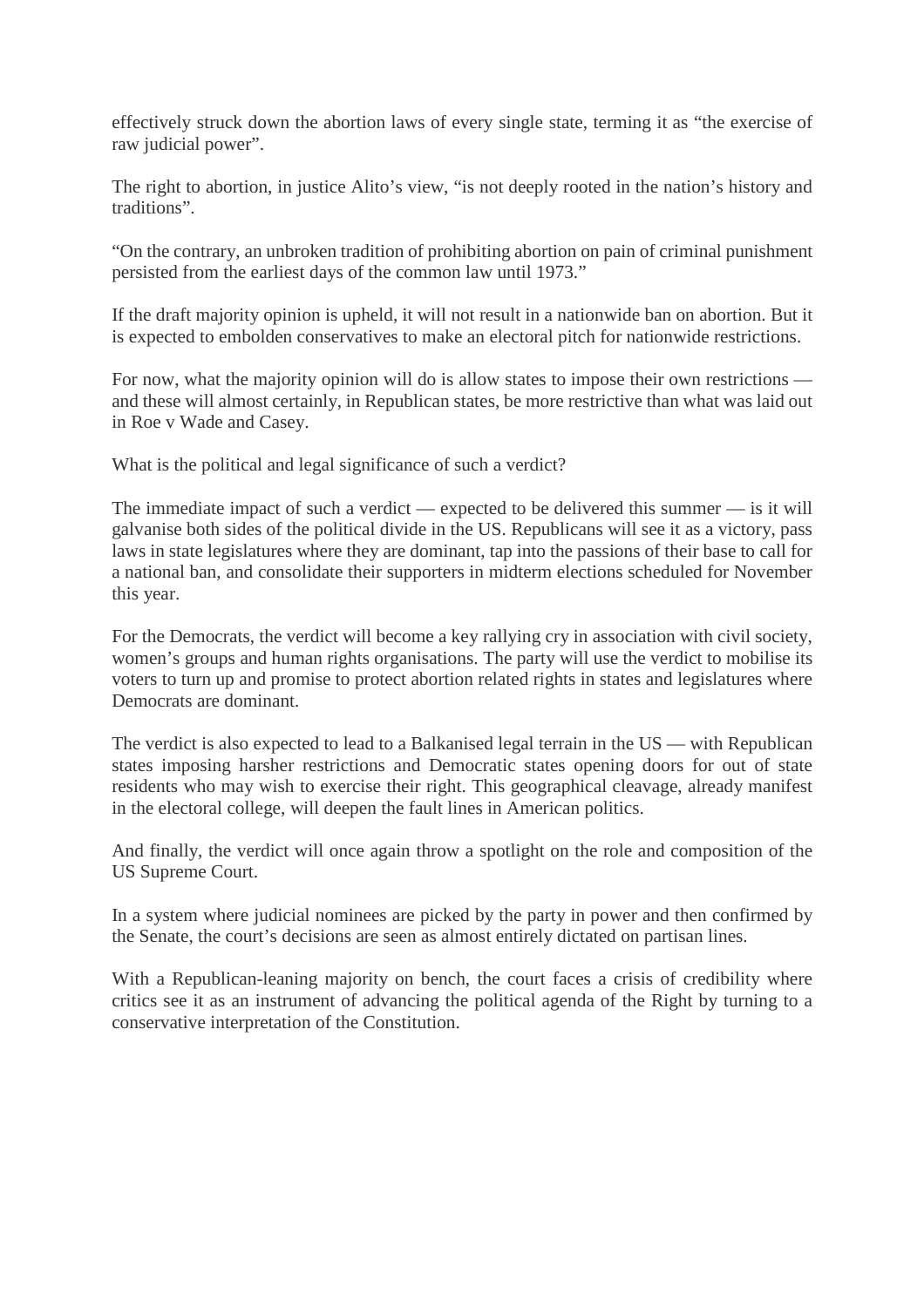effectively struck down the abortion laws of every single state, terming it as “the exercise of raw judicial power”.

The right to abortion, in justice Alito’s view, “is not deeply rooted in the nation’s history and traditions”.

“On the contrary, an unbroken tradition of prohibiting abortion on pain of criminal punishment persisted from the earliest days of the common law until 1973.”

If the draft majority opinion is upheld, it will not result in a nationwide ban on abortion. But it is expected to embolden conservatives to make an electoral pitch for nationwide restrictions.

For now, what the majority opinion will do is allow states to impose their own restrictions — and these will almost certainly, in Republican states, be more restrictive than what was laid out in Roe v Wade and Casey.

What is the political and legal significance of such a verdict?

The immediate impact of such a verdict — expected to be delivered this summer — is it will galvanise both sides of the political divide in the US. Republicans will see it as a victory, pass laws in state legislatures where they are dominant, tap into the passions of their base to call for a national ban, and consolidate their supporters in midterm elections scheduled for November this year.

For the Democrats, the verdict will become a key rallying cry in association with civil society, women’s groups and human rights organisations. The party will use the verdict to mobilise its voters to turn up and promise to protect abortion related rights in states and legislatures where Democrats are dominant.

The verdict is also expected to lead to a Balkanised legal terrain in the US — with Republican states imposing harsher restrictions and Democratic states opening doors for out of state residents who may wish to exercise their right. This geographical cleavage, already manifest in the electoral college, will deepen the fault lines in American politics.

And finally, the verdict will once again throw a spotlight on the role and composition of the US Supreme Court.

In a system where judicial nominees are picked by the party in power and then confirmed by the Senate, the court’s decisions are seen as almost entirely dictated on partisan lines.

With a Republican-leaning majority on bench, the court faces a crisis of credibility where critics see it as an instrument of advancing the political agenda of the Right by turning to a conservative interpretation of the Constitution.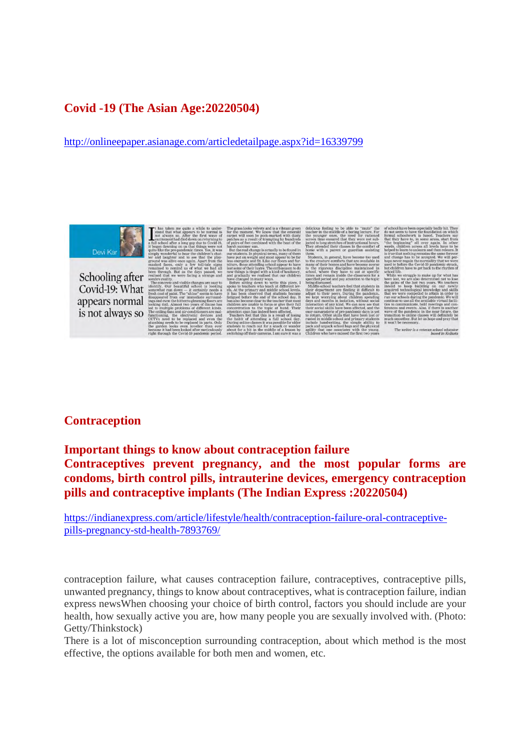## Covid -19 (The Asian Age:20220504)

http://onlineepaper.asianage.com/articledetailpage.aspx?id=16339799

Devi Kar

### Schooling after Covid-19: What appears normal is not always so

## Contraception

### Important things to know about contraception failure

### Contraceptives prevent pregnancy, and the most popular forms are condoms, birth control pills, intrauterine devices, emergency contraception pills and contraceptive implants (The Indian Express :20220504)

https://indianexpress.com/article/lifestyle/health/contraception-failure-oral-contraceptive-pills-pregnancy-std-health-7893769/

contraception failure, what causes contraception failure, contraceptives, contraceptive pills, unwanted pregnancy, things to know about contraceptives, what is contraception failure, indian express newsWhen choosing your choice of birth control, factors you should include are your health, how sexually active you are, how many people you are sexually involved with. (Photo: Getty/Thinkstock)

There is a lot of misconception surrounding contraception, about which method is the most effective, the options available for both men and women, etc.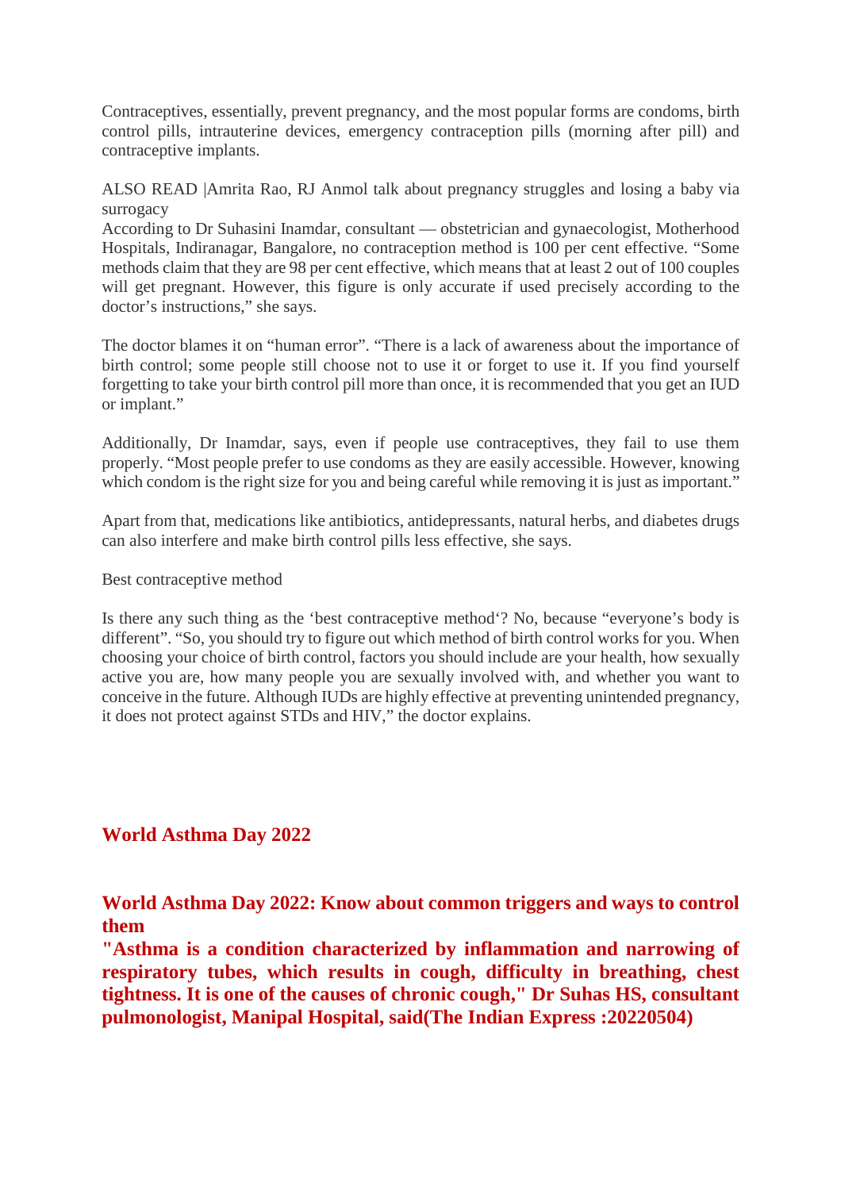Contraceptives, essentially, prevent pregnancy, and the most popular forms are condoms, birth control pills, intrauterine devices, emergency contraception pills (morning after pill) and contraceptive implants.

ALSO READ |Amrita Rao, RJ Anmol talk about pregnancy struggles and losing a baby via surrogacy

According to Dr Suhasini Inamdar, consultant — obstetrician and gynaecologist, Motherhood Hospitals, Indiranagar, Bangalore, no contraception method is 100 per cent effective. "Some methods claim that they are 98 per cent effective, which means that at least 2 out of 100 couples will get pregnant. However, this figure is only accurate if used precisely according to the doctor's instructions," she says.

The doctor blames it on "human error". "There is a lack of awareness about the importance of birth control; some people still choose not to use it or forget to use it. If you find yourself forgetting to take your birth control pill more than once, it is recommended that you get an IUD or implant."

Additionally, Dr Inamdar, says, even if people use contraceptives, they fail to use them properly. "Most people prefer to use condoms as they are easily accessible. However, knowing which condom is the right size for you and being careful while removing it is just as important."

Apart from that, medications like antibiotics, antidepressants, natural herbs, and diabetes drugs can also interfere and make birth control pills less effective, she says.

Best contraceptive method

Is there any such thing as the 'best contraceptive method'? No, because "everyone's body is different". "So, you should try to figure out which method of birth control works for you. When choosing your choice of birth control, factors you should include are your health, how sexually active you are, how many people you are sexually involved with, and whether you want to conceive in the future. Although IUDs are highly effective at preventing unintended pregnancy, it does not protect against STDs and HIV," the doctor explains.

## World Asthma Day 2022

### World Asthma Day 2022: Know about common triggers and ways to control them

**"Asthma is a condition characterized by inflammation and narrowing of respiratory tubes, which results in cough, difficulty in breathing, chest tightness. It is one of the causes of chronic cough," Dr Suhas HS, consultant pulmonologist, Manipal Hospital, said(The Indian Express :20220504)**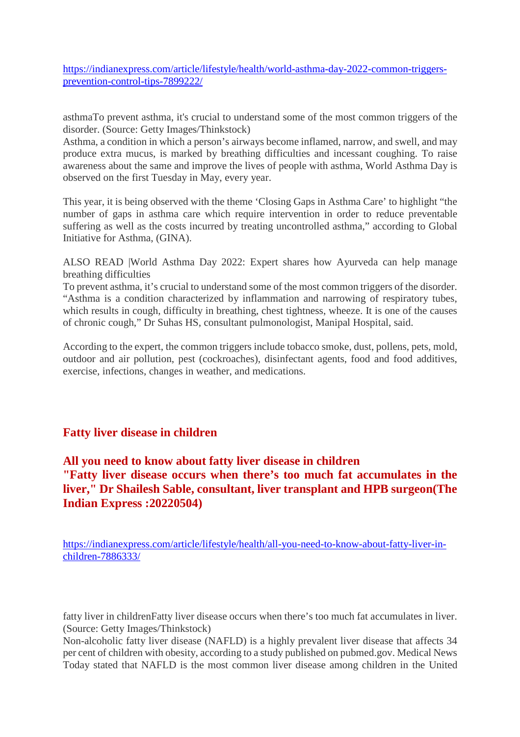https://indianexpress.com/article/lifestyle/health/world-asthma-day-2022-common-triggers-prevention-control-tips-7899222/

asthmaTo prevent asthma, it's crucial to understand some of the most common triggers of the disorder. (Source: Getty Images/Thinkstock)
Asthma, a condition in which a person's airways become inflamed, narrow, and swell, and may produce extra mucus, is marked by breathing difficulties and incessant coughing. To raise awareness about the same and improve the lives of people with asthma, World Asthma Day is observed on the first Tuesday in May, every year.

This year, it is being observed with the theme 'Closing Gaps in Asthma Care' to highlight "the number of gaps in asthma care which require intervention in order to reduce preventable suffering as well as the costs incurred by treating uncontrolled asthma," according to Global Initiative for Asthma, (GINA).

ALSO READ |World Asthma Day 2022: Expert shares how Ayurveda can help manage breathing difficulties
To prevent asthma, it's crucial to understand some of the most common triggers of the disorder. "Asthma is a condition characterized by inflammation and narrowing of respiratory tubes, which results in cough, difficulty in breathing, chest tightness, wheeze. It is one of the causes of chronic cough," Dr Suhas HS, consultant pulmonologist, Manipal Hospital, said.

According to the expert, the common triggers include tobacco smoke, dust, pollens, pets, mold, outdoor and air pollution, pest (cockroaches), disinfectant agents, food and food additives, exercise, infections, changes in weather, and medications.

## Fatty liver disease in children

## All you need to know about fatty liver disease in children "Fatty liver disease occurs when there's too much fat accumulates in the liver," Dr Shailesh Sable, consultant, liver transplant and HPB surgeon(The Indian Express :20220504)

https://indianexpress.com/article/lifestyle/health/all-you-need-to-know-about-fatty-liver-in-children-7886333/

fatty liver in childrenFatty liver disease occurs when there's too much fat accumulates in liver. (Source: Getty Images/Thinkstock)
Non-alcoholic fatty liver disease (NAFLD) is a highly prevalent liver disease that affects 34 per cent of children with obesity, according to a study published on pubmed.gov. Medical News Today stated that NAFLD is the most common liver disease among children in the United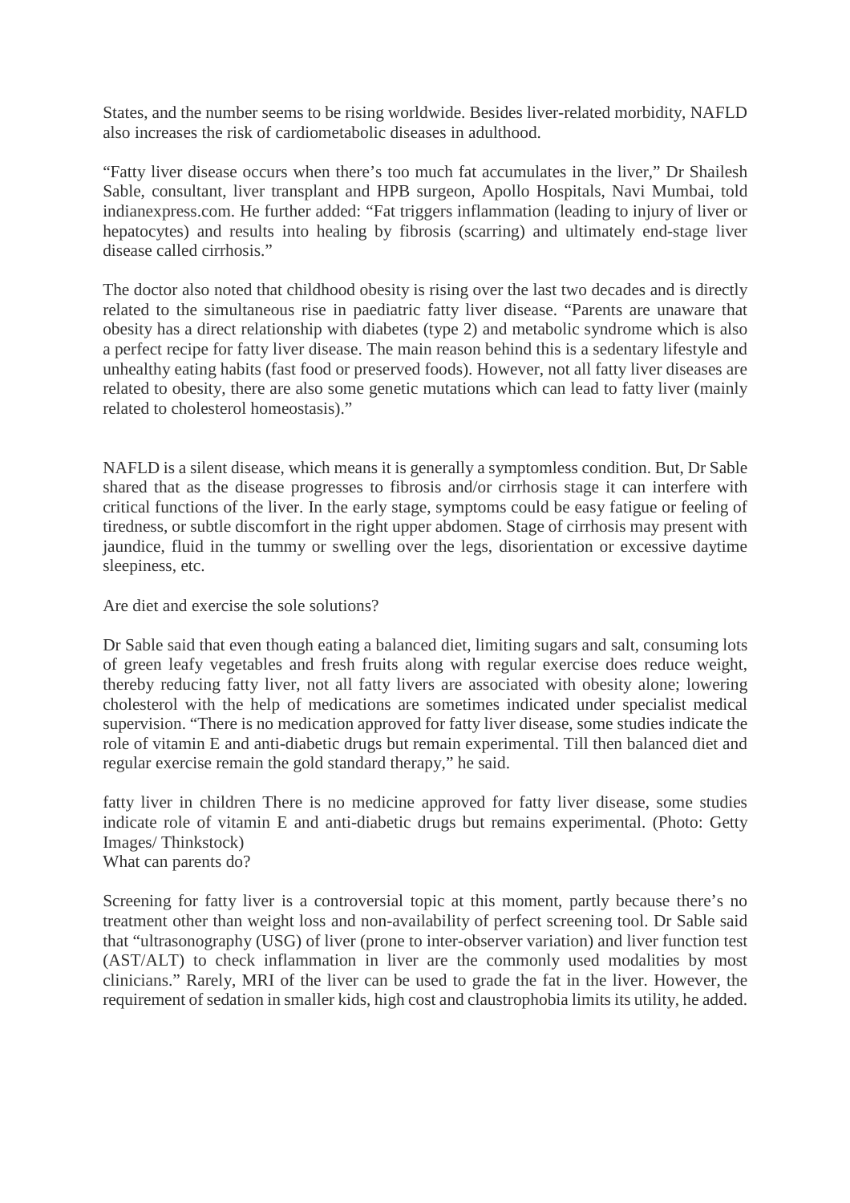States, and the number seems to be rising worldwide. Besides liver-related morbidity, NAFLD also increases the risk of cardiometabolic diseases in adulthood.

"Fatty liver disease occurs when there's too much fat accumulates in the liver," Dr Shailesh Sable, consultant, liver transplant and HPB surgeon, Apollo Hospitals, Navi Mumbai, told indianexpress.com. He further added: "Fat triggers inflammation (leading to injury of liver or hepatocytes) and results into healing by fibrosis (scarring) and ultimately end-stage liver disease called cirrhosis."

The doctor also noted that childhood obesity is rising over the last two decades and is directly related to the simultaneous rise in paediatric fatty liver disease. "Parents are unaware that obesity has a direct relationship with diabetes (type 2) and metabolic syndrome which is also a perfect recipe for fatty liver disease. The main reason behind this is a sedentary lifestyle and unhealthy eating habits (fast food or preserved foods). However, not all fatty liver diseases are related to obesity, there are also some genetic mutations which can lead to fatty liver (mainly related to cholesterol homeostasis)."

NAFLD is a silent disease, which means it is generally a symptomless condition. But, Dr Sable shared that as the disease progresses to fibrosis and/or cirrhosis stage it can interfere with critical functions of the liver. In the early stage, symptoms could be easy fatigue or feeling of tiredness, or subtle discomfort in the right upper abdomen. Stage of cirrhosis may present with jaundice, fluid in the tummy or swelling over the legs, disorientation or excessive daytime sleepiness, etc.

Are diet and exercise the sole solutions?

Dr Sable said that even though eating a balanced diet, limiting sugars and salt, consuming lots of green leafy vegetables and fresh fruits along with regular exercise does reduce weight, thereby reducing fatty liver, not all fatty livers are associated with obesity alone; lowering cholesterol with the help of medications are sometimes indicated under specialist medical supervision. "There is no medication approved for fatty liver disease, some studies indicate the role of vitamin E and anti-diabetic drugs but remain experimental. Till then balanced diet and regular exercise remain the gold standard therapy," he said.

fatty liver in children There is no medicine approved for fatty liver disease, some studies indicate role of vitamin E and anti-diabetic drugs but remains experimental. (Photo: Getty Images/ Thinkstock)

What can parents do?

Screening for fatty liver is a controversial topic at this moment, partly because there's no treatment other than weight loss and non-availability of perfect screening tool. Dr Sable said that "ultrasonography (USG) of liver (prone to inter-observer variation) and liver function test (AST/ALT) to check inflammation in liver are the commonly used modalities by most clinicians." Rarely, MRI of the liver can be used to grade the fat in the liver. However, the requirement of sedation in smaller kids, high cost and claustrophobia limits its utility, he added.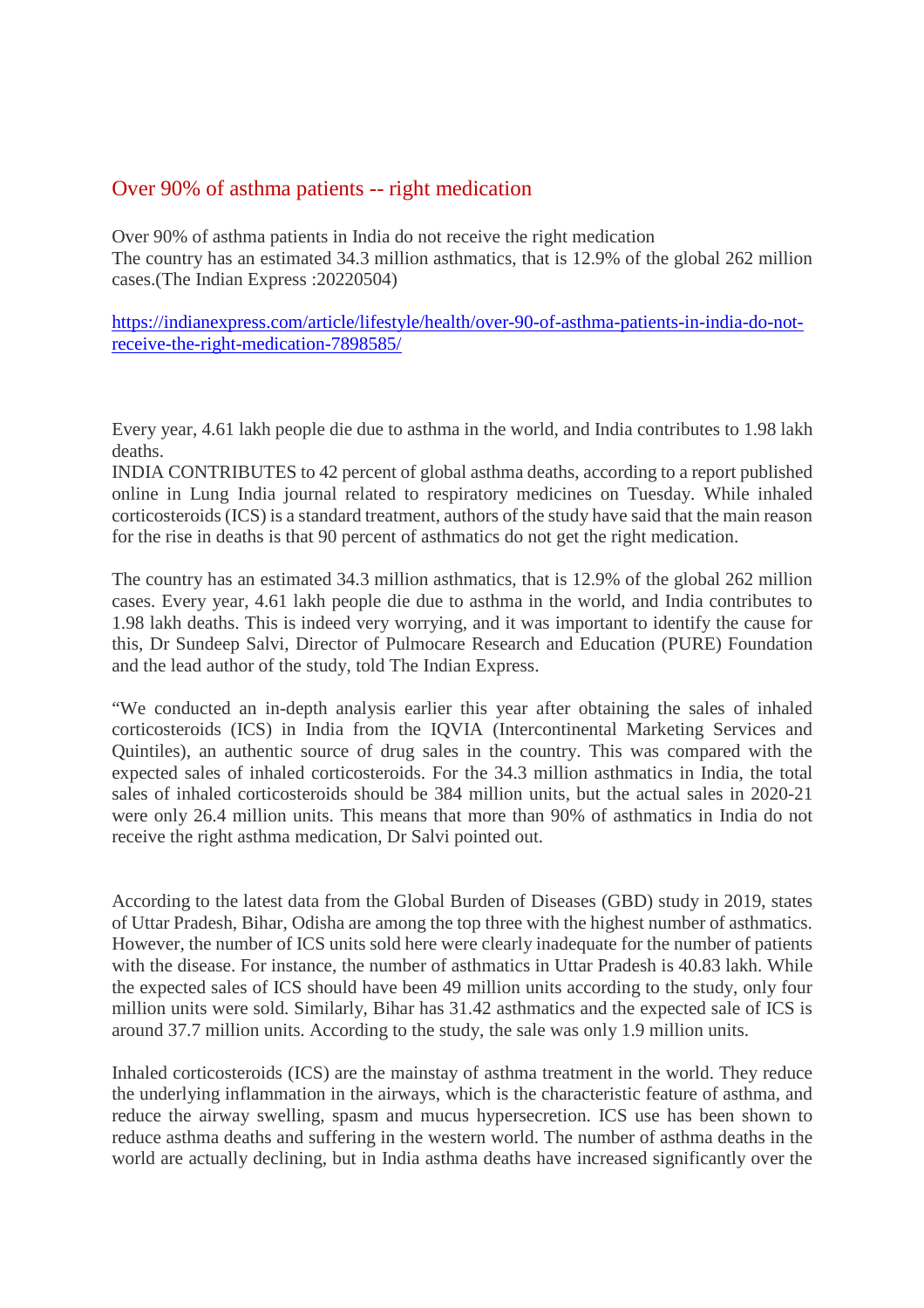## Over 90% of asthma patients -- right medication

Over 90% of asthma patients in India do not receive the right medication
The country has an estimated 34.3 million asthmatics, that is 12.9% of the global 262 million cases.(The Indian Express :20220504)

https://indianexpress.com/article/lifestyle/health/over-90-of-asthma-patients-in-india-do-not-receive-the-right-medication-7898585/

Every year, 4.61 lakh people die due to asthma in the world, and India contributes to 1.98 lakh deaths.
INDIA CONTRIBUTES to 42 percent of global asthma deaths, according to a report published online in Lung India journal related to respiratory medicines on Tuesday. While inhaled corticosteroids (ICS) is a standard treatment, authors of the study have said that the main reason for the rise in deaths is that 90 percent of asthmatics do not get the right medication.

The country has an estimated 34.3 million asthmatics, that is 12.9% of the global 262 million cases. Every year, 4.61 lakh people die due to asthma in the world, and India contributes to 1.98 lakh deaths. This is indeed very worrying, and it was important to identify the cause for this, Dr Sundeep Salvi, Director of Pulmocare Research and Education (PURE) Foundation and the lead author of the study, told The Indian Express.

"We conducted an in-depth analysis earlier this year after obtaining the sales of inhaled corticosteroids (ICS) in India from the IQVIA (Intercontinental Marketing Services and Quintiles), an authentic source of drug sales in the country. This was compared with the expected sales of inhaled corticosteroids. For the 34.3 million asthmatics in India, the total sales of inhaled corticosteroids should be 384 million units, but the actual sales in 2020-21 were only 26.4 million units. This means that more than 90% of asthmatics in India do not receive the right asthma medication, Dr Salvi pointed out.

According to the latest data from the Global Burden of Diseases (GBD) study in 2019, states of Uttar Pradesh, Bihar, Odisha are among the top three with the highest number of asthmatics. However, the number of ICS units sold here were clearly inadequate for the number of patients with the disease. For instance, the number of asthmatics in Uttar Pradesh is 40.83 lakh. While the expected sales of ICS should have been 49 million units according to the study, only four million units were sold. Similarly, Bihar has 31.42 asthmatics and the expected sale of ICS is around 37.7 million units. According to the study, the sale was only 1.9 million units.

Inhaled corticosteroids (ICS) are the mainstay of asthma treatment in the world. They reduce the underlying inflammation in the airways, which is the characteristic feature of asthma, and reduce the airway swelling, spasm and mucus hypersecretion. ICS use has been shown to reduce asthma deaths and suffering in the western world. The number of asthma deaths in the world are actually declining, but in India asthma deaths have increased significantly over the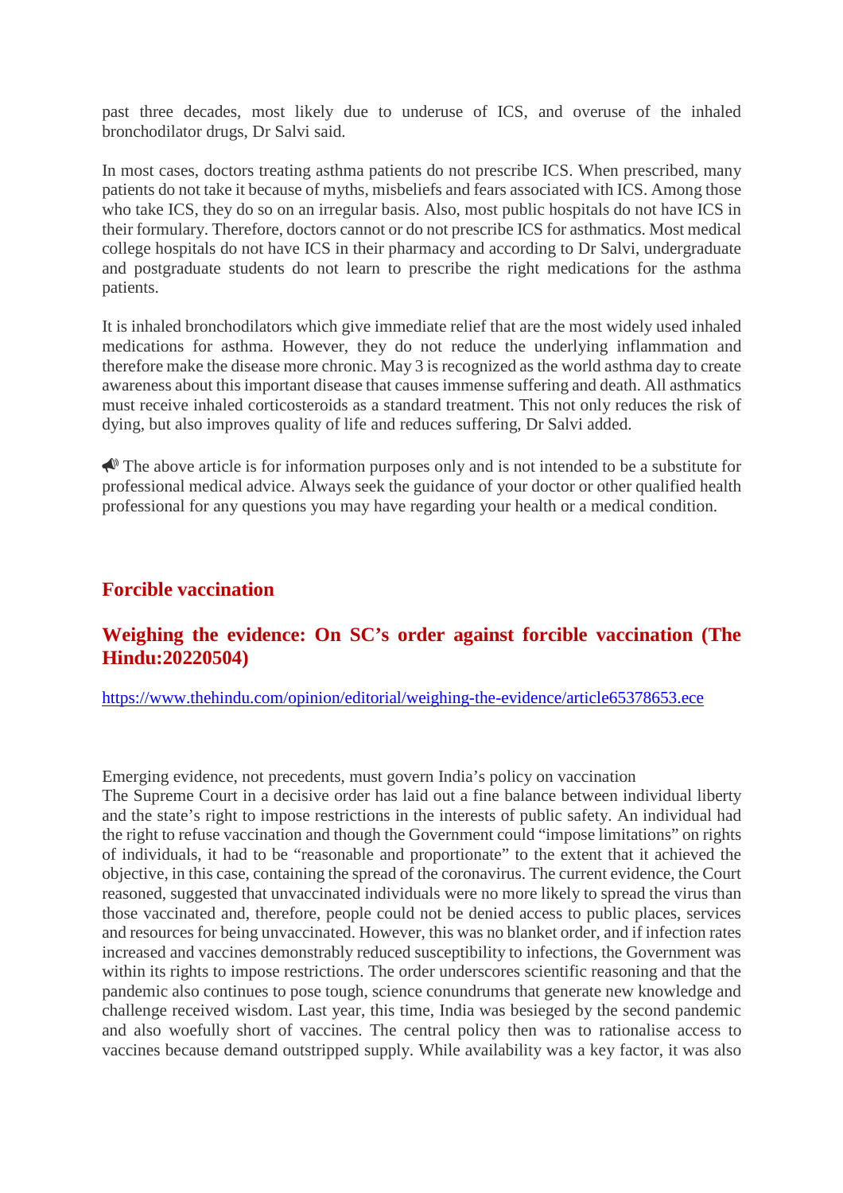past three decades, most likely due to underuse of ICS, and overuse of the inhaled bronchodilator drugs, Dr Salvi said.

In most cases, doctors treating asthma patients do not prescribe ICS. When prescribed, many patients do not take it because of myths, misbeliefs and fears associated with ICS. Among those who take ICS, they do so on an irregular basis. Also, most public hospitals do not have ICS in their formulary. Therefore, doctors cannot or do not prescribe ICS for asthmatics. Most medical college hospitals do not have ICS in their pharmacy and according to Dr Salvi, undergraduate and postgraduate students do not learn to prescribe the right medications for the asthma patients.

It is inhaled bronchodilators which give immediate relief that are the most widely used inhaled medications for asthma. However, they do not reduce the underlying inflammation and therefore make the disease more chronic. May 3 is recognized as the world asthma day to create awareness about this important disease that causes immense suffering and death. All asthmatics must receive inhaled corticosteroids as a standard treatment. This not only reduces the risk of dying, but also improves quality of life and reduces suffering, Dr Salvi added.

📢 The above article is for information purposes only and is not intended to be a substitute for professional medical advice. Always seek the guidance of your doctor or other qualified health professional for any questions you may have regarding your health or a medical condition.

## Forcible vaccination

## Weighing the evidence: On SC's order against forcible vaccination (The Hindu:20220504)

https://www.thehindu.com/opinion/editorial/weighing-the-evidence/article65378653.ece

Emerging evidence, not precedents, must govern India's policy on vaccination
The Supreme Court in a decisive order has laid out a fine balance between individual liberty and the state's right to impose restrictions in the interests of public safety. An individual had the right to refuse vaccination and though the Government could "impose limitations" on rights of individuals, it had to be "reasonable and proportionate" to the extent that it achieved the objective, in this case, containing the spread of the coronavirus. The current evidence, the Court reasoned, suggested that unvaccinated individuals were no more likely to spread the virus than those vaccinated and, therefore, people could not be denied access to public places, services and resources for being unvaccinated. However, this was no blanket order, and if infection rates increased and vaccines demonstrably reduced susceptibility to infections, the Government was within its rights to impose restrictions. The order underscores scientific reasoning and that the pandemic also continues to pose tough, science conundrums that generate new knowledge and challenge received wisdom. Last year, this time, India was besieged by the second pandemic and also woefully short of vaccines. The central policy then was to rationalise access to vaccines because demand outstripped supply. While availability was a key factor, it was also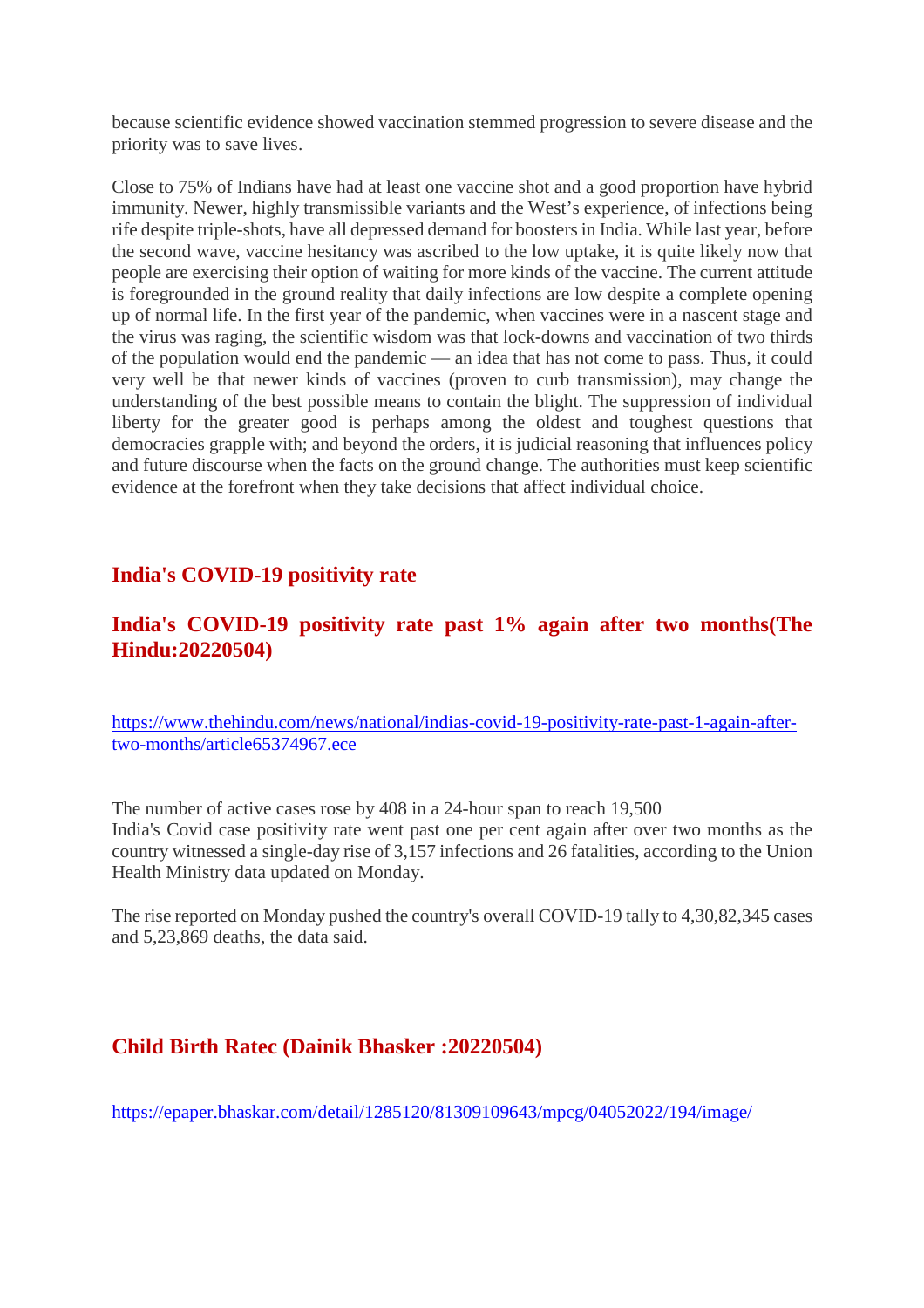because scientific evidence showed vaccination stemmed progression to severe disease and the priority was to save lives.

Close to 75% of Indians have had at least one vaccine shot and a good proportion have hybrid immunity. Newer, highly transmissible variants and the West's experience, of infections being rife despite triple-shots, have all depressed demand for boosters in India. While last year, before the second wave, vaccine hesitancy was ascribed to the low uptake, it is quite likely now that people are exercising their option of waiting for more kinds of the vaccine. The current attitude is foregrounded in the ground reality that daily infections are low despite a complete opening up of normal life. In the first year of the pandemic, when vaccines were in a nascent stage and the virus was raging, the scientific wisdom was that lock-downs and vaccination of two thirds of the population would end the pandemic — an idea that has not come to pass. Thus, it could very well be that newer kinds of vaccines (proven to curb transmission), may change the understanding of the best possible means to contain the blight. The suppression of individual liberty for the greater good is perhaps among the oldest and toughest questions that democracies grapple with; and beyond the orders, it is judicial reasoning that influences policy and future discourse when the facts on the ground change. The authorities must keep scientific evidence at the forefront when they take decisions that affect individual choice.

## India's COVID-19 positivity rate

## India's COVID-19 positivity rate past 1% again after two months(The Hindu:20220504)

https://www.thehindu.com/news/national/indias-covid-19-positivity-rate-past-1-again-after-two-months/article65374967.ece

The number of active cases rose by 408 in a 24-hour span to reach 19,500
India's Covid case positivity rate went past one per cent again after over two months as the country witnessed a single-day rise of 3,157 infections and 26 fatalities, according to the Union Health Ministry data updated on Monday.

The rise reported on Monday pushed the country's overall COVID-19 tally to 4,30,82,345 cases and 5,23,869 deaths, the data said.

## Child Birth Ratec (Dainik Bhasker :20220504)

https://epaper.bhaskar.com/detail/1285120/81309109643/mpcg/04052022/194/image/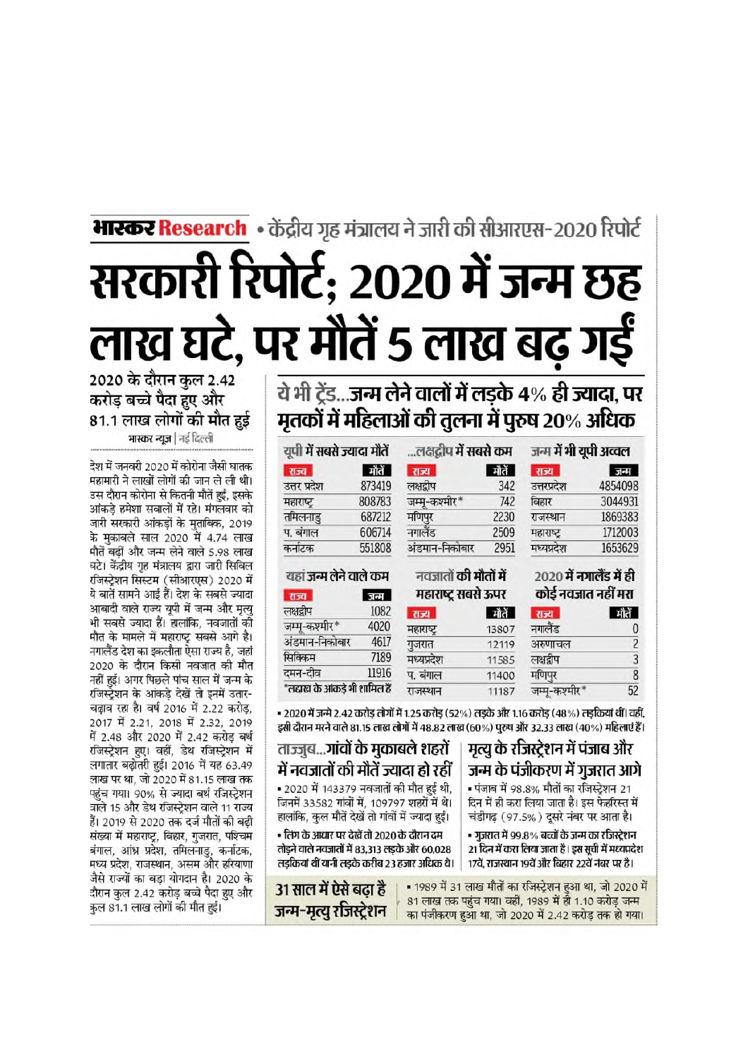**भास्कर Research** • केंद्रीय गृह मंत्रालय ने जारी की सीआरएस-2020 रिपोर्ट

# सरकारी रिपोर्ट; 2020 में जन्म छह लाख घटे, पर मौतें 5 लाख बढ़ गईं

## 2020 के दौरान कुल 2.42 करोड़ बच्चे पैदा हुए और 81.1 लाख लोगों की मौत हुई

भास्कर न्यूज | नई दिल्ली

देश में जनवरी 2020 में कोरोना जैसी घातक महामारी ने लाखों लोगों की जान ले ली थी। उस दौरान कोरोना से कितनी मौतें हुईं, इसके आंकड़े हमेशा सवालों में रहे। मंगलवार को जारी सरकारी आंकड़ों के मुताबिक, 2019 के मुकाबले साल 2020 में 4.74 लाख मौतें बढ़ीं और जन्म लेने वाले 5.98 लाख घटे। केंद्रीय गृह मंत्रालय द्वारा जारी सिविल रजिस्ट्रेशन सिस्टम (सीआरएस) 2020 में ये बातें सामने आई हैं। देश के सबसे ज्यादा आबादी वाले राज्य यूपी में जन्म और मृत्यु भी सबसे ज्यादा हैं। हालांकि, नवजातों की मौत के मामले में महाराष्ट्र सबसे आगे है। नगालैंड देश का इकलौता ऐसा राज्य है, जहां 2020 के दौरान किसी नवजात की मौत नहीं हुई। अगर पिछले पांच साल में जन्म के रजिस्ट्रेशन के आंकड़े देखें तो इनमें उतार-चढ़ाव रहा है। वर्ष 2016 में 2.22 करोड़, 2017 में 2.21, 2018 में 2.32, 2019 में 2.48 और 2020 में 2.42 करोड़ बर्थ रजिस्ट्रेशन हुए। वहीं, डेथ रजिस्ट्रेशन में लगातार बढ़ोतरी हुई। 2016 में यह 63.49 लाख पर था, जो 2020 में 81.15 लाख तक पहुंच गया। 90% से ज्यादा बर्थ रजिस्ट्रेशन वाले 15 और डेथ रजिस्ट्रेशन वाले 11 राज्य हैं। 2019 से 2020 तक दर्ज मौतों की बढ़ी संख्या में महाराष्ट्र, बिहार, गुजरात, पश्चिम बंगाल, आंध्र प्रदेश, तमिलनाडु, कर्नाटक, मध्य प्रदेश, राजस्थान, असम और हरियाणा जैसे राज्यों का बड़ा योगदान है। 2020 के दौरान कुल 2.42 करोड़ बच्चे पैदा हुए और कुल 81.1 लाख लोगों की मौत हुई।

## ये भी ट्रेंड...जन्म लेने वालों में लड़के 4% ही ज्यादा, पर मृतकों में महिलाओं की तुलना में पुरुष 20% अधिक

### यूपी में सबसे ज्यादा मौतें

| राज्य | मौतें |
|---|---|
| उत्तर प्रदेश | 873419 |
| महाराष्ट्र | 808783 |
| तमिलनाडु | 687212 |
| प. बंगाल | 606714 |
| कर्नाटक | 551808 |

### ...लक्षद्वीप में सबसे कम

| राज्य | मौतें |
|---|---|
| लक्षद्वीप | 342 |
| जम्मू-कश्मीर* | 742 |
| मणिपुर | 2230 |
| नगालैंड | 2509 |
| अंडमान-निकोबार | 2951 |

### जन्म में भी यूपी अव्वल

| राज्य | जन्म |
|---|---|
| उत्तरप्रदेश | 4854098 |
| बिहार | 3044931 |
| राजस्थान | 1869383 |
| महाराष्ट्र | 1712003 |
| मध्यप्रदेश | 1653629 |

### यहां जन्म लेने वाले कम

| राज्य | जन्म |
|---|---|
| लक्षद्वीप | 1082 |
| जम्मू-कश्मीर* | 4020 |
| अंडमान-निकोबार | 4617 |
| सिक्किम | 7189 |
| दमन-दीव | 11916 |

*लद्दाख के आंकड़े भी शामिल हैं

### नवजातों की मौतों में महाराष्ट्र सबसे ऊपर

| राज्य | मौतें |
|---|---|
| महाराष्ट्र | 13807 |
| गुजरात | 12119 |
| मध्यप्रदेश | 11585 |
| प. बंगाल | 11400 |
| राजस्थान | 11187 |

### 2020 में नगालैंड में ही कोई नवजात नहीं मरा

| राज्य | मौतें |
|---|---|
| नगालैंड | 0 |
| अरुणाचल | 2 |
| लक्षद्वीप | 3 |
| मणिपुर | 8 |
| जम्मू-कश्मीर* | 52 |

- 2020 में जन्मे 2.42 करोड़ लोगों में 1.25 करोड़ (52%) लड़के और 1.16 करोड़ (48%) लड़कियां थीं। वहीं, इसी दौरान मरने वाले 81.15 लाख लोगों में 48.82 लाख (60%) पुरुष और 32.33 लाख (40%) महिलाएं हैं।

### ताज्जुब...गांवों के मुकाबले शहरों में नवजातों की मौतें ज्यादा हो रहीं

- 2020 में 143379 नवजातों की मौत हुई थी, जिनमें 33582 गांवों में, 109797 शहरों में थे। हालांकि, कुल मौतें देखें तो गांवों में ज्यादा हुईं।
- लिंग के आधार पर देखें तो 2020 के दौरान दम तोड़ने वाले नवजातों में 83,313 लड़के और 60,028 लड़कियां थीं यानी लड़के करीब 23 हजार अधिक थे।

### मृत्यु के रजिस्ट्रेशन में पंजाब और जन्म के पंजीकरण में गुजरात आगे

- पंजाब में 98.8% मौतों का रजिस्ट्रेशन 21 दिन में ही करा लिया जाता है। इस फेहरिस्त में चंडीगढ़ (97.5%) दूसरे नंबर पर आता है।
- गुजरात में 99.8% बच्चों के जन्म का रजिस्ट्रेशन 21 दिन में करा लिया जाता है। इस सूची में मध्यप्रदेश 17वें, राजस्थान 19वें और बिहार 22वें नंबर पर है।

### 31 साल में ऐसे बढ़ा है जन्म-मृत्यु रजिस्ट्रेशन

- 1989 में 31 लाख मौतों का रजिस्ट्रेशन हुआ था, जो 2020 में 81 लाख तक पहुंच गया। वहीं, 1989 में ही 1.10 करोड़ जन्म का पंजीकरण हुआ था, जो 2020 में 2.42 करोड़ तक हो गया।